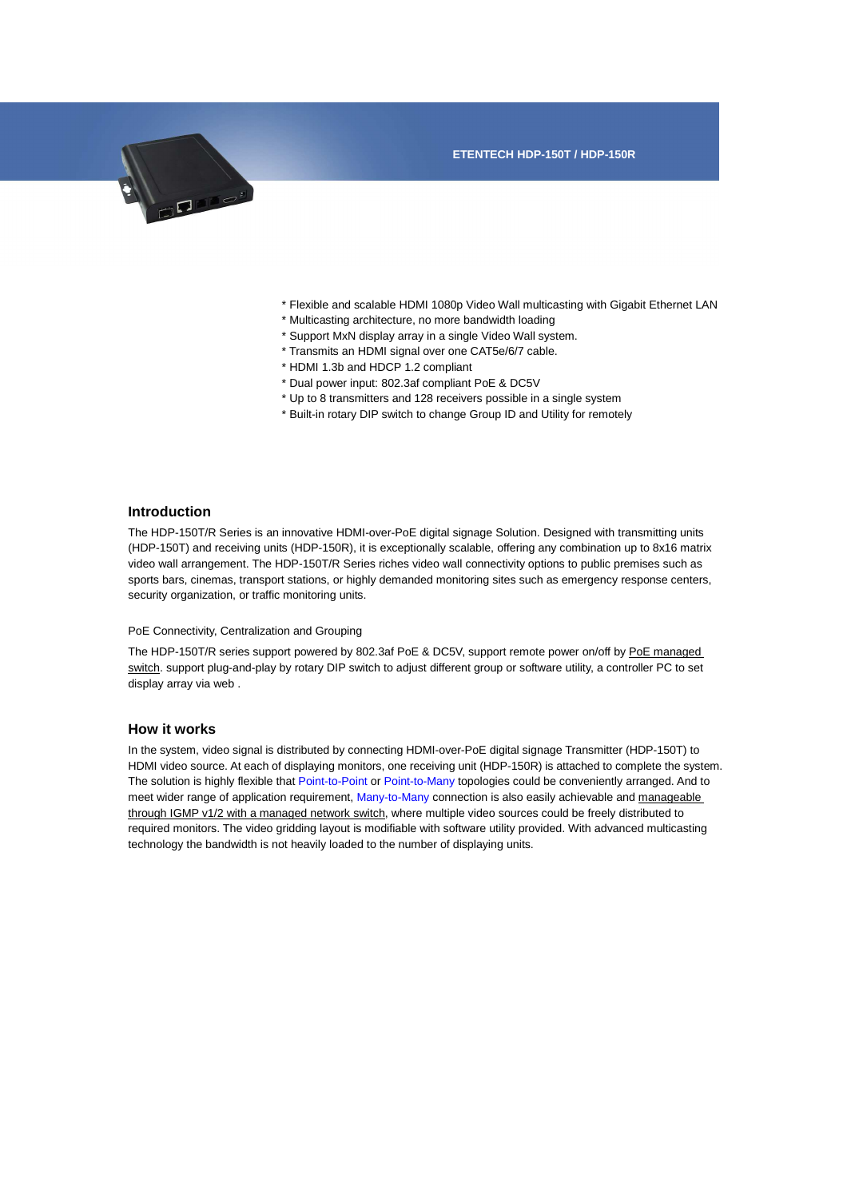# ETENTECH HDP-150T / HDP-150R

* Flexible and scalable HDMI 1080p Video Wall multicasting with Gigabit Ethernet LAN
* Multicasting architecture, no more bandwidth loading
* Support MxN display array in a single Video Wall system.
* Transmits an HDMI signal over one CAT5e/6/7 cable.
* HDMI 1.3b and HDCP 1.2 compliant
* Dual power input: 802.3af compliant PoE & DC5V
* Up to 8 transmitters and 128 receivers possible in a single system
* Built-in rotary DIP switch to change Group ID and Utility for remotely

## Introduction

The HDP-150T/R Series is an innovative HDMI-over-PoE digital signage Solution. Designed with transmitting units (HDP-150T) and receiving units (HDP-150R), it is exceptionally scalable, offering any combination up to 8x16 matrix video wall arrangement. The HDP-150T/R Series riches video wall connectivity options to public premises such as sports bars, cinemas, transport stations, or highly demanded monitoring sites such as emergency response centers, security organization, or traffic monitoring units.

PoE Connectivity, Centralization and Grouping

The HDP-150T/R series support powered by 802.3af PoE & DC5V, support remote power on/off by PoE managed switch. support plug-and-play by rotary DIP switch to adjust different group or software utility, a controller PC to set display array via web .

## How it works

In the system, video signal is distributed by connecting HDMI-over-PoE digital signage Transmitter (HDP-150T) to HDMI video source. At each of displaying monitors, one receiving unit (HDP-150R) is attached to complete the system. The solution is highly flexible that Point-to-Point or Point-to-Many topologies could be conveniently arranged. And to meet wider range of application requirement, Many-to-Many connection is also easily achievable and manageable through IGMP v1/2 with a managed network switch, where multiple video sources could be freely distributed to required monitors. The video gridding layout is modifiable with software utility provided. With advanced multicasting technology the bandwidth is not heavily loaded to the number of displaying units.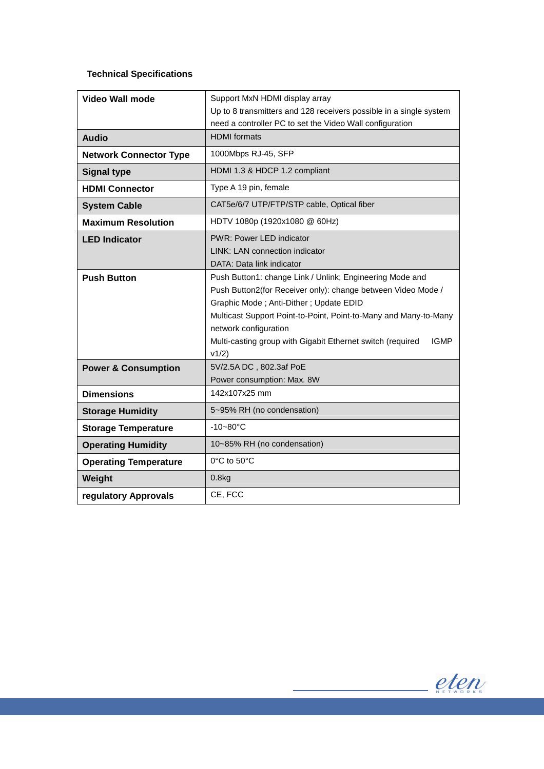### Technical Specifications

| | |
|---|---|
| **Video Wall mode** | Support MxN HDMI display array<br>Up to 8 transmitters and 128 receivers possible in a single system<br>need a controller PC to set the Video Wall configuration |
| **Audio** | HDMI formats |
| **Network Connector Type** | 1000Mbps RJ-45, SFP |
| **Signal type** | HDMI 1.3 & HDCP 1.2 compliant |
| **HDMI Connector** | Type A 19 pin, female |
| **System Cable** | CAT5e/6/7 UTP/FTP/STP cable, Optical fiber |
| **Maximum Resolution** | HDTV 1080p (1920x1080 @ 60Hz) |
| **LED Indicator** | PWR: Power LED indicator<br>LINK: LAN connection indicator<br>DATA: Data link indicator |
| **Push Button** | Push Button1: change Link / Unlink; Engineering Mode and<br>Push Button2(for Receiver only): change between Video Mode / Graphic Mode ; Anti-Dither ; Update EDID<br>Multicast Support Point-to-Point, Point-to-Many and Many-to-Many network configuration<br>Multi-casting group with Gigabit Ethernet switch (required IGMP v1/2) |
| **Power & Consumption** | 5V/2.5A DC , 802.3af PoE<br>Power consumption: Max. 8W |
| **Dimensions** | 142x107x25 mm |
| **Storage Humidity** | 5~95% RH (no condensation) |
| **Storage Temperature** | -10~80°C |
| **Operating Humidity** | 10~85% RH (no condensation) |
| **Operating Temperature** | 0°C to 50°C |
| **Weight** | 0.8kg |
| **regulatory Approvals** | CE, FCC |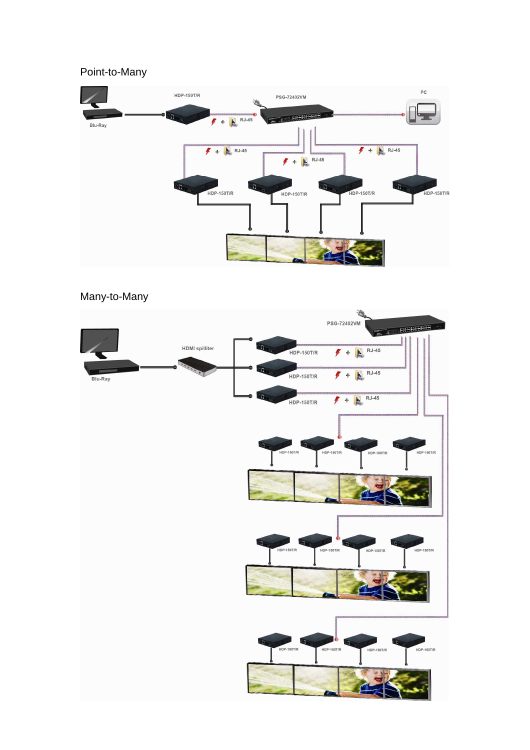Point-to-Many

Blu-Ray
HDP-150T/R
PSG-72402VM
PC
RJ-45
RJ-45
RJ-45
RJ-45
RJ-45
HDP-150T/R
HDP-150T/R
HDP-150T/R
HDP-150T/R

Many-to-Many

PSG-72402VM
HDMI spilliter
Blu-Ray
HDP-150T/R
RJ-45
HDP-150T/R
RJ-45
HDP-150T/R
RJ-45
HDP-150T/R
HDP-150T/R
HDP-150T/R
HDP-150T/R
HDP-150T/R
HDP-150T/R
HDP-150T/R
HDP-150T/R
HDP-150T/R
HDP-150T/R
HDP-150T/R
HDP-150T/R